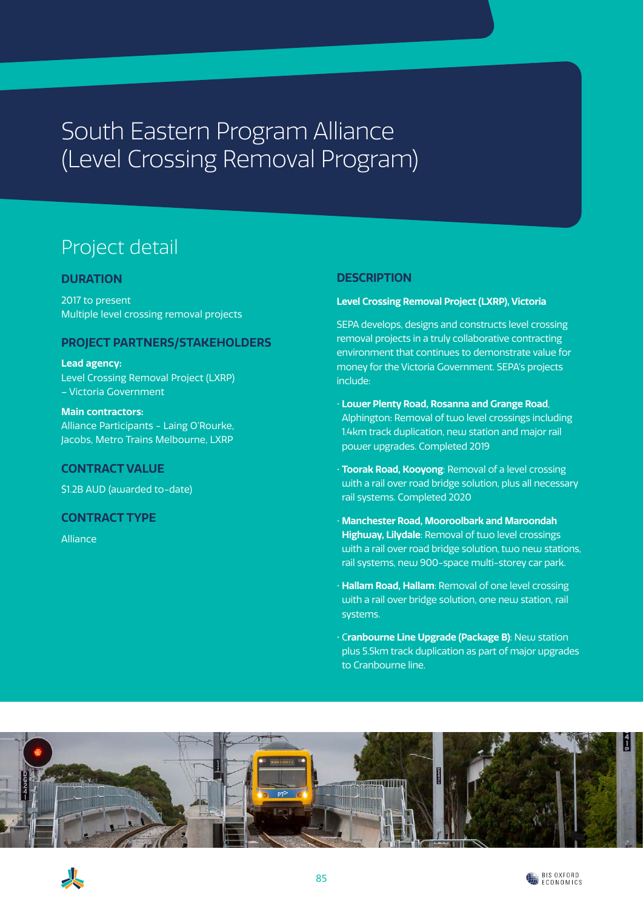# South Eastern Program Alliance (Level Crossing Removal Program)

## Project detail

### DURATION

2017 to present
Multiple level crossing removal projects

### PROJECT PARTNERS/STAKEHOLDERS

**Lead agency:**
Level Crossing Removal Project (LXRP) – Victoria Government

**Main contractors:**
Alliance Participants - Laing O'Rourke, Jacobs, Metro Trains Melbourne, LXRP

### CONTRACT VALUE

$1.2B AUD (awarded to-date)

### CONTRACT TYPE

Alliance

### DESCRIPTION

**Level Crossing Removal Project (LXRP), Victoria**

SEPA develops, designs and constructs level crossing removal projects in a truly collaborative contracting environment that continues to demonstrate value for money for the Victoria Government. SEPA's projects include:

- **Lower Plenty Road, Rosanna and Grange Road**, Alphington: Removal of two level crossings including 1.4km track duplication, new station and major rail power upgrades. Completed 2019
- **Toorak Road, Kooyong**: Removal of a level crossing with a rail over road bridge solution, plus all necessary rail systems. Completed 2020
- **Manchester Road, Mooroolbark and Maroondah Highway, Lilydale**: Removal of two level crossings with a rail over road bridge solution, two new stations, rail systems, new 900-space multi-storey car park.
- **Hallam Road, Hallam**: Removal of one level crossing with a rail over bridge solution, one new station, rail systems.
- **Cranbourne Line Upgrade (Package B)**: New station plus 5.5km track duplication as part of major upgrades to Cranbourne line.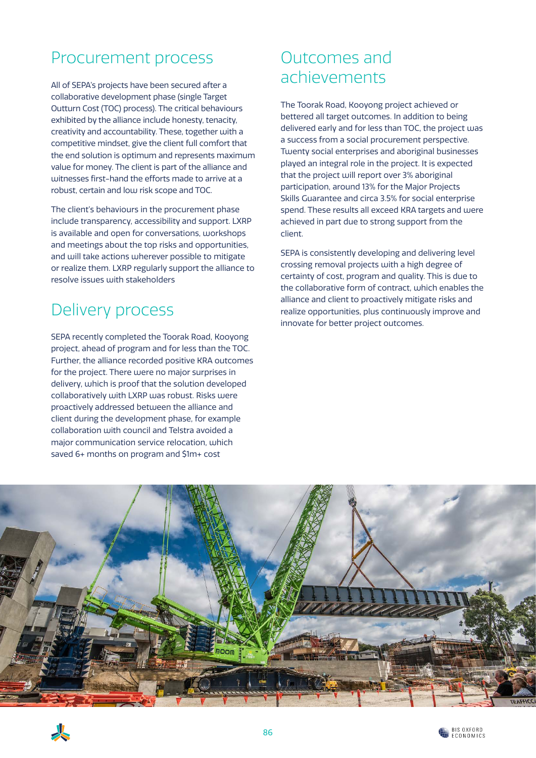## Procurement process

All of SEPA's projects have been secured after a collaborative development phase (single Target Outturn Cost (TOC) process). The critical behaviours exhibited by the alliance include honesty, tenacity, creativity and accountability. These, together with a competitive mindset, give the client full comfort that the end solution is optimum and represents maximum value for money. The client is part of the alliance and witnesses first-hand the efforts made to arrive at a robust, certain and low risk scope and TOC.

The client's behaviours in the procurement phase include transparency, accessibility and support. LXRP is available and open for conversations, workshops and meetings about the top risks and opportunities, and will take actions wherever possible to mitigate or realize them. LXRP regularly support the alliance to resolve issues with stakeholders

## Delivery process

SEPA recently completed the Toorak Road, Kooyong project, ahead of program and for less than the TOC. Further, the alliance recorded positive KRA outcomes for the project. There were no major surprises in delivery, which is proof that the solution developed collaboratively with LXRP was robust. Risks were proactively addressed between the alliance and client during the development phase, for example collaboration with council and Telstra avoided a major communication service relocation, which saved 6+ months on program and $1m+ cost

## Outcomes and achievements

The Toorak Road, Kooyong project achieved or bettered all target outcomes. In addition to being delivered early and for less than TOC, the project was a success from a social procurement perspective. Twenty social enterprises and aboriginal businesses played an integral role in the project. It is expected that the project will report over 3% aboriginal participation, around 13% for the Major Projects Skills Guarantee and circa 3.5% for social enterprise spend. These results all exceed KRA targets and were achieved in part due to strong support from the client.

SEPA is consistently developing and delivering level crossing removal projects with a high degree of certainty of cost, program and quality. This is due to the collaborative form of contract, which enables the alliance and client to proactively mitigate risks and realize opportunities, plus continuously improve and innovate for better project outcomes.